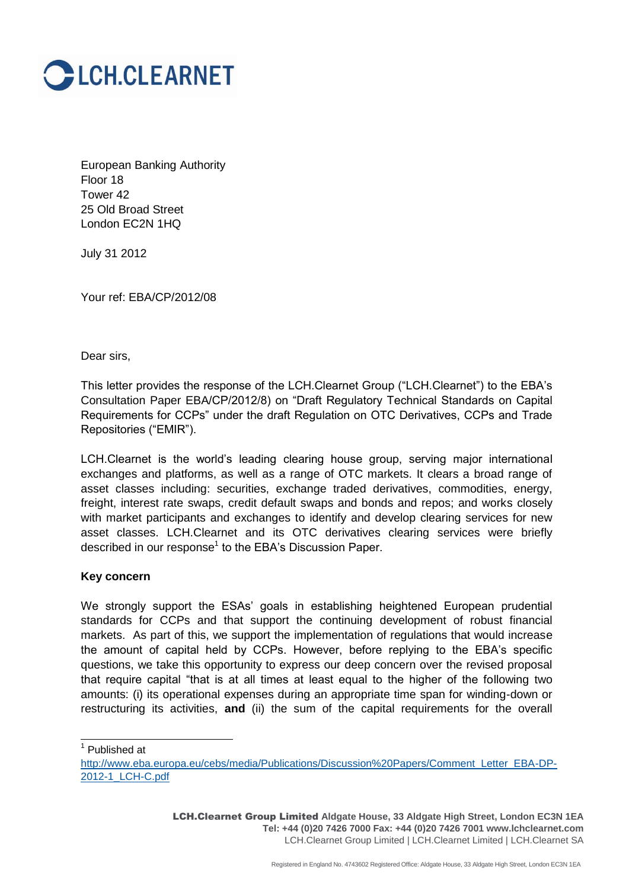LCH.CLEARNET

European Banking Authority
Floor 18
Tower 42
25 Old Broad Street
London EC2N 1HQ

July 31 2012

Your ref: EBA/CP/2012/08

Dear sirs,

This letter provides the response of the LCH.Clearnet Group ("LCH.Clearnet") to the EBA's Consultation Paper EBA/CP/2012/8) on "Draft Regulatory Technical Standards on Capital Requirements for CCPs" under the draft Regulation on OTC Derivatives, CCPs and Trade Repositories ("EMIR").

LCH.Clearnet is the world's leading clearing house group, serving major international exchanges and platforms, as well as a range of OTC markets. It clears a broad range of asset classes including: securities, exchange traded derivatives, commodities, energy, freight, interest rate swaps, credit default swaps and bonds and repos; and works closely with market participants and exchanges to identify and develop clearing services for new asset classes. LCH.Clearnet and its OTC derivatives clearing services were briefly described in our response[1] to the EBA's Discussion Paper.

**Key concern**

We strongly support the ESAs' goals in establishing heightened European prudential standards for CCPs and that support the continuing development of robust financial markets. As part of this, we support the implementation of regulations that would increase the amount of capital held by CCPs. However, before replying to the EBA's specific questions, we take this opportunity to express our deep concern over the revised proposal that require capital "that is at all times at least equal to the higher of the following two amounts: (i) its operational expenses during an appropriate time span for winding-down or restructuring its activities, **and** (ii) the sum of the capital requirements for the overall

[1] Published at http://www.eba.europa.eu/cebs/media/Publications/Discussion%20Papers/Comment_Letter_EBA-DP-2012-1_LCH-C.pdf

**LCH.Clearnet Group Limited** Aldgate House, 33 Aldgate High Street, London EC3N 1EA
Tel: +44 (0)20 7426 7000 Fax: +44 (0)20 7426 7001 www.lchclearnet.com
LCH.Clearnet Group Limited | LCH.Clearnet Limited | LCH.Clearnet SA

Registered in England No. 4743602 Registered Office: Aldgate House, 33 Aldgate High Street, London EC3N 1EA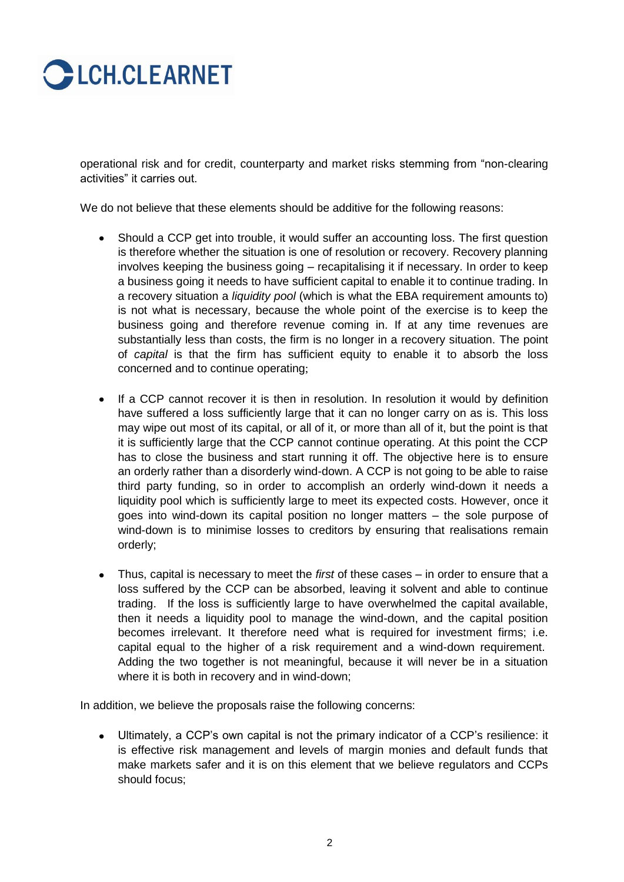operational risk and for credit, counterparty and market risks stemming from "non-clearing activities" it carries out.

We do not believe that these elements should be additive for the following reasons:

- Should a CCP get into trouble, it would suffer an accounting loss. The first question is therefore whether the situation is one of resolution or recovery. Recovery planning involves keeping the business going – recapitalising it if necessary. In order to keep a business going it needs to have sufficient capital to enable it to continue trading. In a recovery situation a *liquidity pool* (which is what the EBA requirement amounts to) is not what is necessary, because the whole point of the exercise is to keep the business going and therefore revenue coming in. If at any time revenues are substantially less than costs, the firm is no longer in a recovery situation. The point of *capital* is that the firm has sufficient equity to enable it to absorb the loss concerned and to continue operating;

- If a CCP cannot recover it is then in resolution. In resolution it would by definition have suffered a loss sufficiently large that it can no longer carry on as is. This loss may wipe out most of its capital, or all of it, or more than all of it, but the point is that it is sufficiently large that the CCP cannot continue operating. At this point the CCP has to close the business and start running it off. The objective here is to ensure an orderly rather than a disorderly wind-down. A CCP is not going to be able to raise third party funding, so in order to accomplish an orderly wind-down it needs a liquidity pool which is sufficiently large to meet its expected costs. However, once it goes into wind-down its capital position no longer matters – the sole purpose of wind-down is to minimise losses to creditors by ensuring that realisations remain orderly;

- Thus, capital is necessary to meet the *first* of these cases – in order to ensure that a loss suffered by the CCP can be absorbed, leaving it solvent and able to continue trading. If the loss is sufficiently large to have overwhelmed the capital available, then it needs a liquidity pool to manage the wind-down, and the capital position becomes irrelevant. It therefore need what is required for investment firms; i.e. capital equal to the higher of a risk requirement and a wind-down requirement. Adding the two together is not meaningful, because it will never be in a situation where it is both in recovery and in wind-down;

In addition, we believe the proposals raise the following concerns:

- Ultimately, a CCP's own capital is not the primary indicator of a CCP's resilience: it is effective risk management and levels of margin monies and default funds that make markets safer and it is on this element that we believe regulators and CCPs should focus;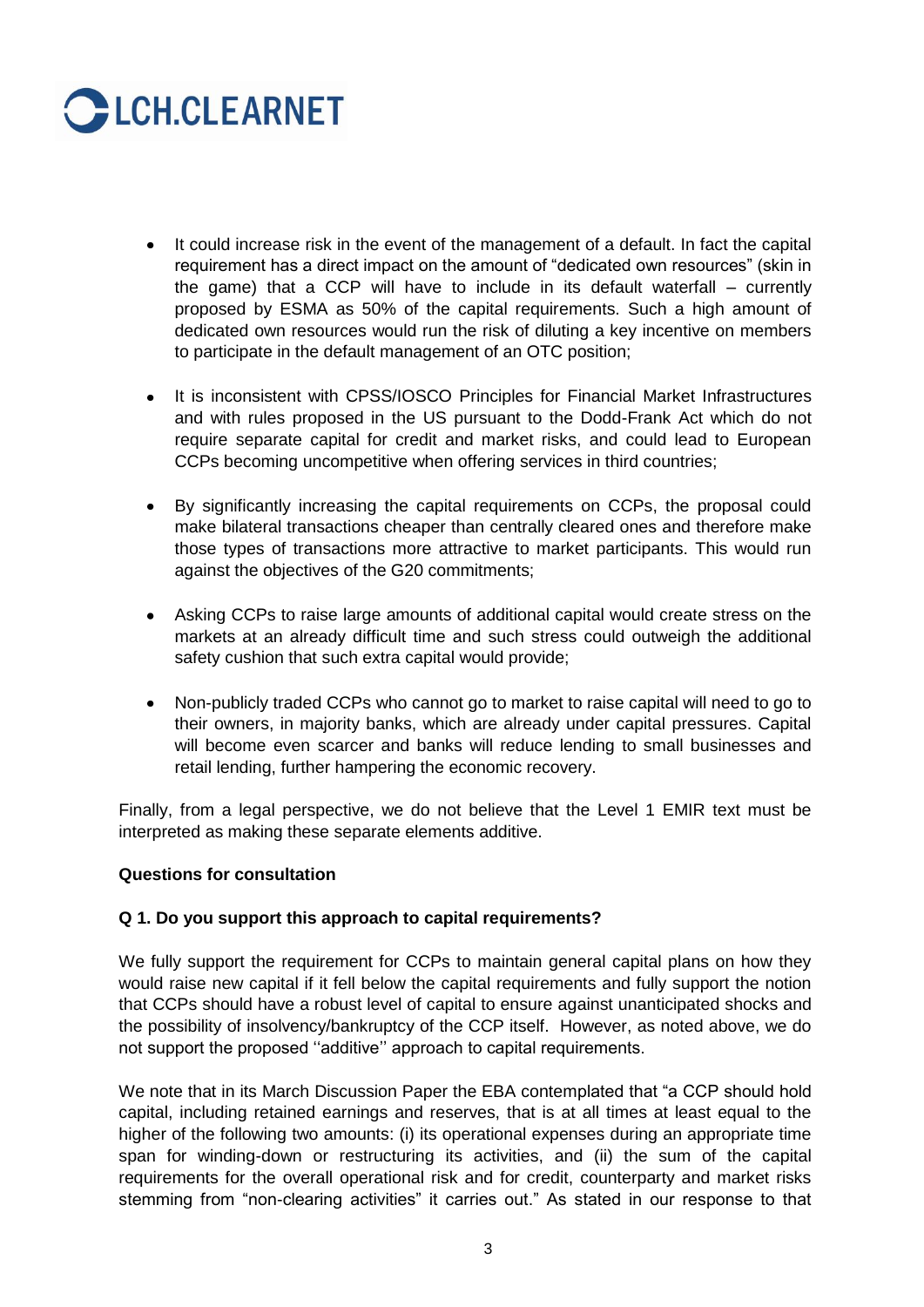- It could increase risk in the event of the management of a default. In fact the capital requirement has a direct impact on the amount of "dedicated own resources" (skin in the game) that a CCP will have to include in its default waterfall – currently proposed by ESMA as 50% of the capital requirements. Such a high amount of dedicated own resources would run the risk of diluting a key incentive on members to participate in the default management of an OTC position;

- It is inconsistent with CPSS/IOSCO Principles for Financial Market Infrastructures and with rules proposed in the US pursuant to the Dodd-Frank Act which do not require separate capital for credit and market risks, and could lead to European CCPs becoming uncompetitive when offering services in third countries;

- By significantly increasing the capital requirements on CCPs, the proposal could make bilateral transactions cheaper than centrally cleared ones and therefore make those types of transactions more attractive to market participants. This would run against the objectives of the G20 commitments;

- Asking CCPs to raise large amounts of additional capital would create stress on the markets at an already difficult time and such stress could outweigh the additional safety cushion that such extra capital would provide;

- Non-publicly traded CCPs who cannot go to market to raise capital will need to go to their owners, in majority banks, which are already under capital pressures. Capital will become even scarcer and banks will reduce lending to small businesses and retail lending, further hampering the economic recovery.

Finally, from a legal perspective, we do not believe that the Level 1 EMIR text must be interpreted as making these separate elements additive.

**Questions for consultation**

**Q 1. Do you support this approach to capital requirements?**

We fully support the requirement for CCPs to maintain general capital plans on how they would raise new capital if it fell below the capital requirements and fully support the notion that CCPs should have a robust level of capital to ensure against unanticipated shocks and the possibility of insolvency/bankruptcy of the CCP itself. However, as noted above, we do not support the proposed ''additive'' approach to capital requirements.

We note that in its March Discussion Paper the EBA contemplated that "a CCP should hold capital, including retained earnings and reserves, that is at all times at least equal to the higher of the following two amounts: (i) its operational expenses during an appropriate time span for winding-down or restructuring its activities, and (ii) the sum of the capital requirements for the overall operational risk and for credit, counterparty and market risks stemming from "non-clearing activities" it carries out." As stated in our response to that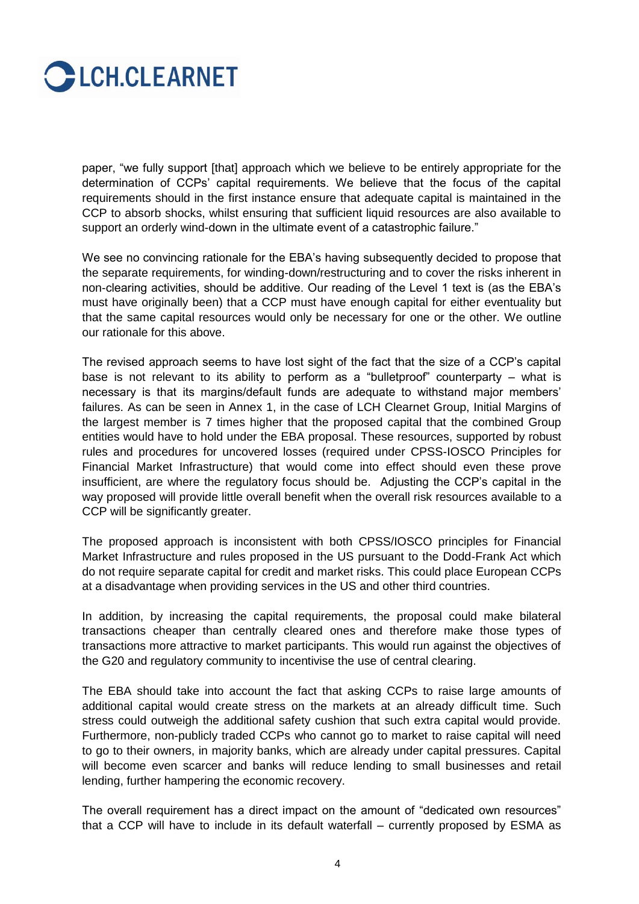paper, "we fully support [that] approach which we believe to be entirely appropriate for the determination of CCPs' capital requirements. We believe that the focus of the capital requirements should in the first instance ensure that adequate capital is maintained in the CCP to absorb shocks, whilst ensuring that sufficient liquid resources are also available to support an orderly wind-down in the ultimate event of a catastrophic failure."

We see no convincing rationale for the EBA's having subsequently decided to propose that the separate requirements, for winding-down/restructuring and to cover the risks inherent in non-clearing activities, should be additive. Our reading of the Level 1 text is (as the EBA's must have originally been) that a CCP must have enough capital for either eventuality but that the same capital resources would only be necessary for one or the other. We outline our rationale for this above.

The revised approach seems to have lost sight of the fact that the size of a CCP's capital base is not relevant to its ability to perform as a "bulletproof" counterparty – what is necessary is that its margins/default funds are adequate to withstand major members' failures. As can be seen in Annex 1, in the case of LCH Clearnet Group, Initial Margins of the largest member is 7 times higher that the proposed capital that the combined Group entities would have to hold under the EBA proposal. These resources, supported by robust rules and procedures for uncovered losses (required under CPSS-IOSCO Principles for Financial Market Infrastructure) that would come into effect should even these prove insufficient, are where the regulatory focus should be. Adjusting the CCP's capital in the way proposed will provide little overall benefit when the overall risk resources available to a CCP will be significantly greater.

The proposed approach is inconsistent with both CPSS/IOSCO principles for Financial Market Infrastructure and rules proposed in the US pursuant to the Dodd-Frank Act which do not require separate capital for credit and market risks. This could place European CCPs at a disadvantage when providing services in the US and other third countries.

In addition, by increasing the capital requirements, the proposal could make bilateral transactions cheaper than centrally cleared ones and therefore make those types of transactions more attractive to market participants. This would run against the objectives of the G20 and regulatory community to incentivise the use of central clearing.

The EBA should take into account the fact that asking CCPs to raise large amounts of additional capital would create stress on the markets at an already difficult time. Such stress could outweigh the additional safety cushion that such extra capital would provide. Furthermore, non-publicly traded CCPs who cannot go to market to raise capital will need to go to their owners, in majority banks, which are already under capital pressures. Capital will become even scarcer and banks will reduce lending to small businesses and retail lending, further hampering the economic recovery.

The overall requirement has a direct impact on the amount of "dedicated own resources" that a CCP will have to include in its default waterfall – currently proposed by ESMA as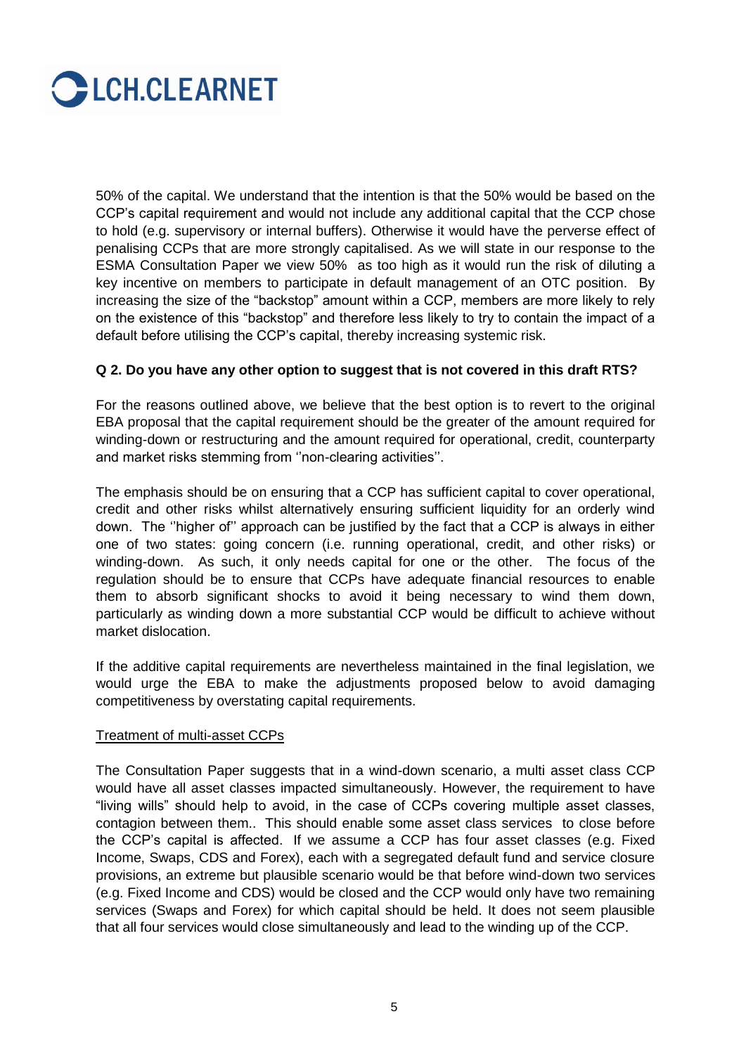50% of the capital. We understand that the intention is that the 50% would be based on the CCP's capital requirement and would not include any additional capital that the CCP chose to hold (e.g. supervisory or internal buffers). Otherwise it would have the perverse effect of penalising CCPs that are more strongly capitalised. As we will state in our response to the ESMA Consultation Paper we view 50% as too high as it would run the risk of diluting a key incentive on members to participate in default management of an OTC position. By increasing the size of the "backstop" amount within a CCP, members are more likely to rely on the existence of this "backstop" and therefore less likely to try to contain the impact of a default before utilising the CCP's capital, thereby increasing systemic risk.

**Q 2. Do you have any other option to suggest that is not covered in this draft RTS?**

For the reasons outlined above, we believe that the best option is to revert to the original EBA proposal that the capital requirement should be the greater of the amount required for winding-down or restructuring and the amount required for operational, credit, counterparty and market risks stemming from ''non-clearing activities''.

The emphasis should be on ensuring that a CCP has sufficient capital to cover operational, credit and other risks whilst alternatively ensuring sufficient liquidity for an orderly wind down. The ''higher of'' approach can be justified by the fact that a CCP is always in either one of two states: going concern (i.e. running operational, credit, and other risks) or winding-down. As such, it only needs capital for one or the other. The focus of the regulation should be to ensure that CCPs have adequate financial resources to enable them to absorb significant shocks to avoid it being necessary to wind them down, particularly as winding down a more substantial CCP would be difficult to achieve without market dislocation.

If the additive capital requirements are nevertheless maintained in the final legislation, we would urge the EBA to make the adjustments proposed below to avoid damaging competitiveness by overstating capital requirements.

Treatment of multi-asset CCPs

The Consultation Paper suggests that in a wind-down scenario, a multi asset class CCP would have all asset classes impacted simultaneously. However, the requirement to have "living wills" should help to avoid, in the case of CCPs covering multiple asset classes, contagion between them.. This should enable some asset class services to close before the CCP's capital is affected. If we assume a CCP has four asset classes (e.g. Fixed Income, Swaps, CDS and Forex), each with a segregated default fund and service closure provisions, an extreme but plausible scenario would be that before wind-down two services (e.g. Fixed Income and CDS) would be closed and the CCP would only have two remaining services (Swaps and Forex) for which capital should be held. It does not seem plausible that all four services would close simultaneously and lead to the winding up of the CCP.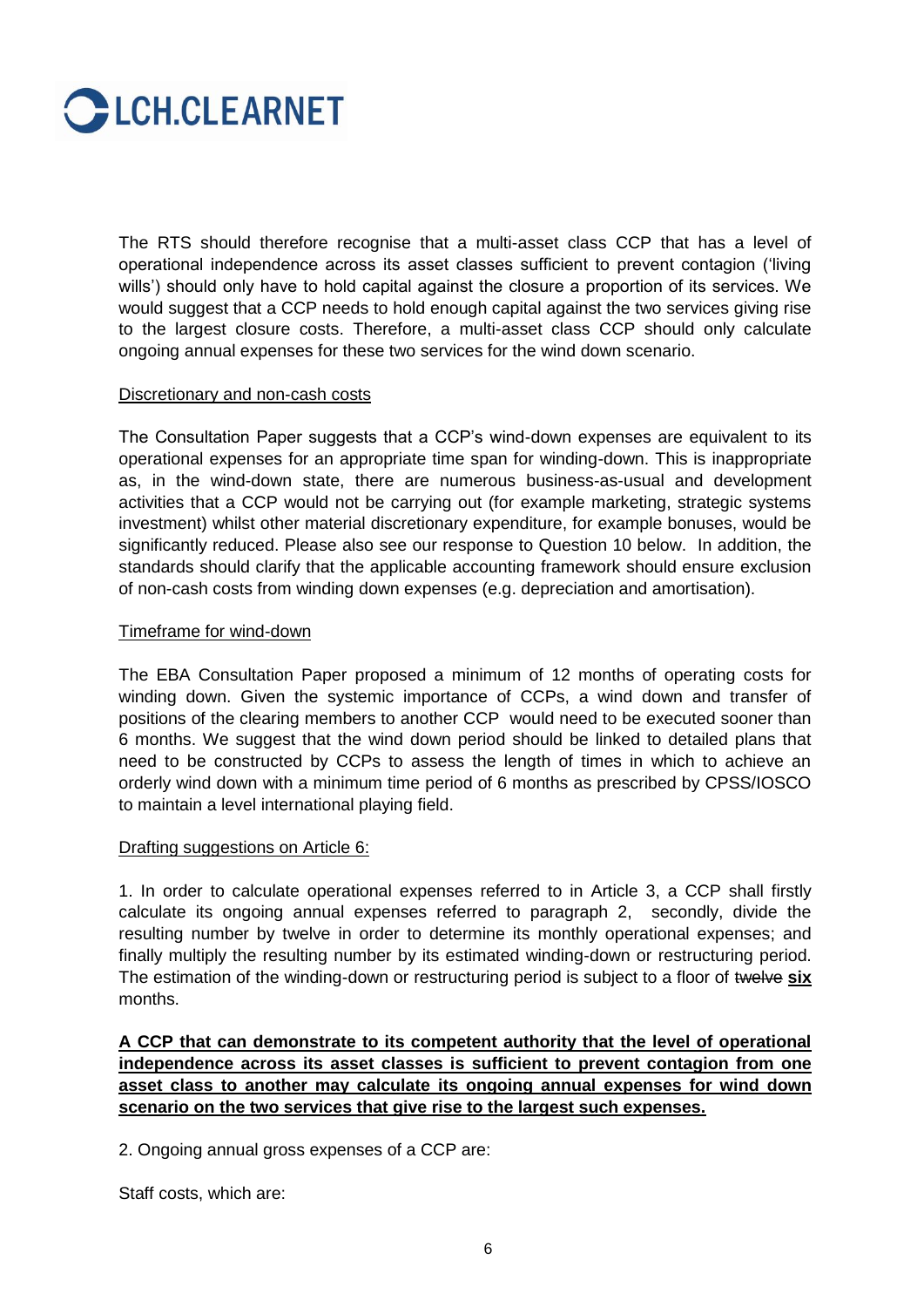The RTS should therefore recognise that a multi-asset class CCP that has a level of operational independence across its asset classes sufficient to prevent contagion ('living wills') should only have to hold capital against the closure a proportion of its services. We would suggest that a CCP needs to hold enough capital against the two services giving rise to the largest closure costs. Therefore, a multi-asset class CCP should only calculate ongoing annual expenses for these two services for the wind down scenario.

Discretionary and non-cash costs

The Consultation Paper suggests that a CCP's wind-down expenses are equivalent to its operational expenses for an appropriate time span for winding-down. This is inappropriate as, in the wind-down state, there are numerous business-as-usual and development activities that a CCP would not be carrying out (for example marketing, strategic systems investment) whilst other material discretionary expenditure, for example bonuses, would be significantly reduced. Please also see our response to Question 10 below. In addition, the standards should clarify that the applicable accounting framework should ensure exclusion of non-cash costs from winding down expenses (e.g. depreciation and amortisation).

Timeframe for wind-down

The EBA Consultation Paper proposed a minimum of 12 months of operating costs for winding down. Given the systemic importance of CCPs, a wind down and transfer of positions of the clearing members to another CCP would need to be executed sooner than 6 months. We suggest that the wind down period should be linked to detailed plans that need to be constructed by CCPs to assess the length of times in which to achieve an orderly wind down with a minimum time period of 6 months as prescribed by CPSS/IOSCO to maintain a level international playing field.

Drafting suggestions on Article 6:

1. In order to calculate operational expenses referred to in Article 3, a CCP shall firstly calculate its ongoing annual expenses referred to paragraph 2, secondly, divide the resulting number by twelve in order to determine its monthly operational expenses; and finally multiply the resulting number by its estimated winding-down or restructuring period. The estimation of the winding-down or restructuring period is subject to a floor of ~~twelve~~ **six** months.

**A CCP that can demonstrate to its competent authority that the level of operational independence across its asset classes is sufficient to prevent contagion from one asset class to another may calculate its ongoing annual expenses for wind down scenario on the two services that give rise to the largest such expenses.**

2. Ongoing annual gross expenses of a CCP are:

Staff costs, which are: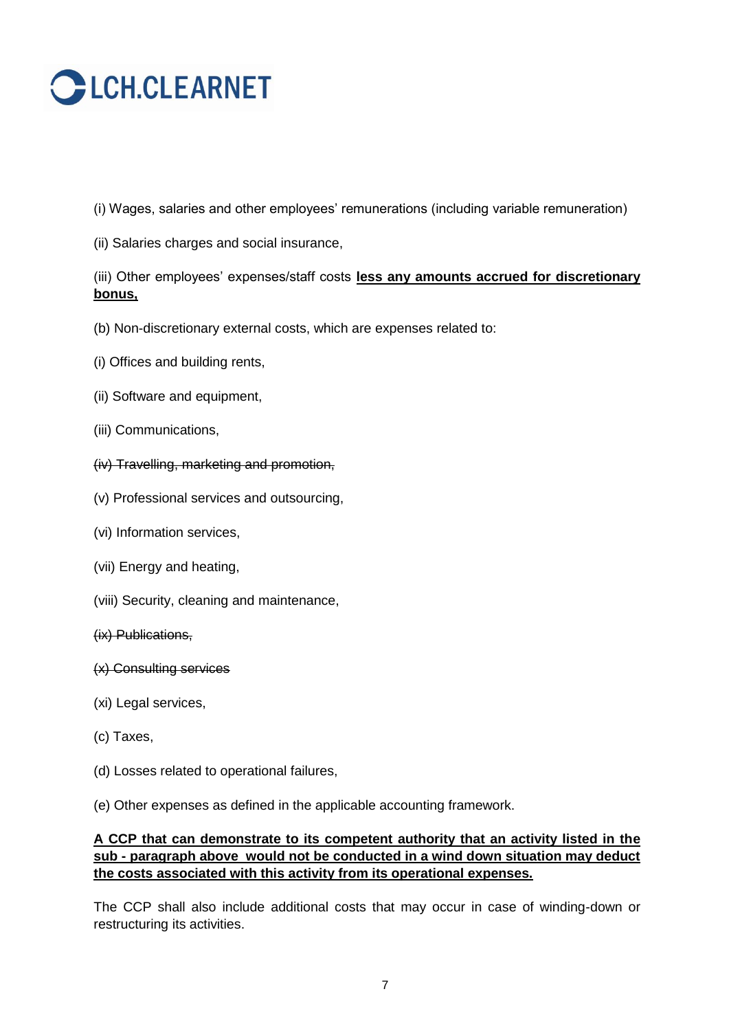(i) Wages, salaries and other employees' remunerations (including variable remuneration)

(ii) Salaries charges and social insurance,

(iii) Other employees' expenses/staff costs **<u>less any amounts accrued for discretionary bonus,</u>**

(b) Non-discretionary external costs, which are expenses related to:

(i) Offices and building rents,

(ii) Software and equipment,

(iii) Communications,

~~(iv) Travelling, marketing and promotion,~~

(v) Professional services and outsourcing,

(vi) Information services,

(vii) Energy and heating,

(viii) Security, cleaning and maintenance,

~~(ix) Publications,~~

~~(x) Consulting services~~

(xi) Legal services,

(c) Taxes,

(d) Losses related to operational failures,

(e) Other expenses as defined in the applicable accounting framework.

**<u>A CCP that can demonstrate to its competent authority that an activity listed in the sub - paragraph above would not be conducted in a wind down situation may deduct the costs associated with this activity from its operational expenses.</u>**

The CCP shall also include additional costs that may occur in case of winding-down or restructuring its activities.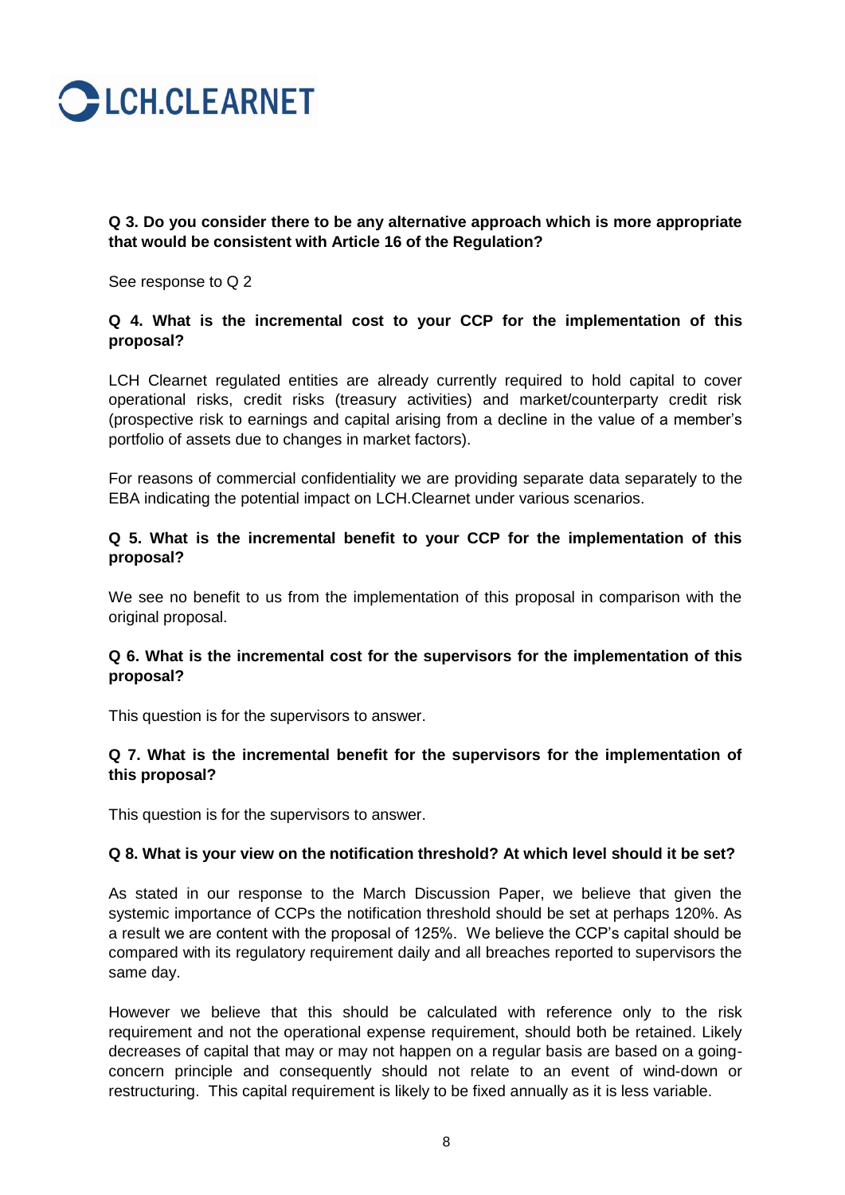**Q 3. Do you consider there to be any alternative approach which is more appropriate that would be consistent with Article 16 of the Regulation?**

See response to Q 2

**Q 4. What is the incremental cost to your CCP for the implementation of this proposal?**

LCH Clearnet regulated entities are already currently required to hold capital to cover operational risks, credit risks (treasury activities) and market/counterparty credit risk (prospective risk to earnings and capital arising from a decline in the value of a member's portfolio of assets due to changes in market factors).

For reasons of commercial confidentiality we are providing separate data separately to the EBA indicating the potential impact on LCH.Clearnet under various scenarios.

**Q 5. What is the incremental benefit to your CCP for the implementation of this proposal?**

We see no benefit to us from the implementation of this proposal in comparison with the original proposal.

**Q 6. What is the incremental cost for the supervisors for the implementation of this proposal?**

This question is for the supervisors to answer.

**Q 7. What is the incremental benefit for the supervisors for the implementation of this proposal?**

This question is for the supervisors to answer.

**Q 8. What is your view on the notification threshold? At which level should it be set?**

As stated in our response to the March Discussion Paper, we believe that given the systemic importance of CCPs the notification threshold should be set at perhaps 120%. As a result we are content with the proposal of 125%. We believe the CCP's capital should be compared with its regulatory requirement daily and all breaches reported to supervisors the same day.

However we believe that this should be calculated with reference only to the risk requirement and not the operational expense requirement, should both be retained. Likely decreases of capital that may or may not happen on a regular basis are based on a going-concern principle and consequently should not relate to an event of wind-down or restructuring. This capital requirement is likely to be fixed annually as it is less variable.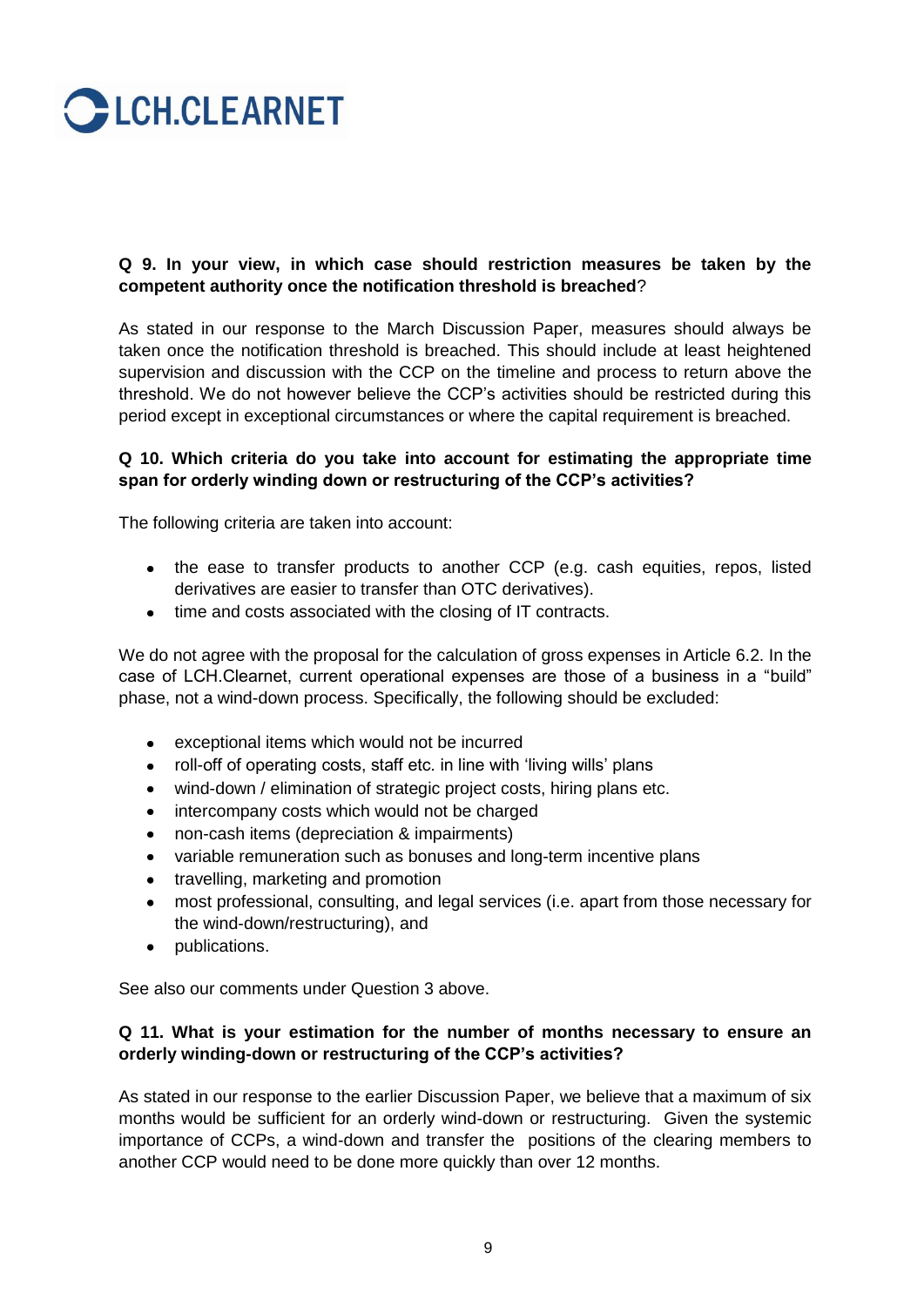**Q 9. In your view, in which case should restriction measures be taken by the competent authority once the notification threshold is breached**?

As stated in our response to the March Discussion Paper, measures should always be taken once the notification threshold is breached. This should include at least heightened supervision and discussion with the CCP on the timeline and process to return above the threshold. We do not however believe the CCP's activities should be restricted during this period except in exceptional circumstances or where the capital requirement is breached.

**Q 10. Which criteria do you take into account for estimating the appropriate time span for orderly winding down or restructuring of the CCP's activities?**

The following criteria are taken into account:

- the ease to transfer products to another CCP (e.g. cash equities, repos, listed derivatives are easier to transfer than OTC derivatives).
- time and costs associated with the closing of IT contracts.

We do not agree with the proposal for the calculation of gross expenses in Article 6.2. In the case of LCH.Clearnet, current operational expenses are those of a business in a "build" phase, not a wind-down process. Specifically, the following should be excluded:

- exceptional items which would not be incurred
- roll-off of operating costs, staff etc. in line with 'living wills' plans
- wind-down / elimination of strategic project costs, hiring plans etc.
- intercompany costs which would not be charged
- non-cash items (depreciation & impairments)
- variable remuneration such as bonuses and long-term incentive plans
- travelling, marketing and promotion
- most professional, consulting, and legal services (i.e. apart from those necessary for the wind-down/restructuring), and
- publications.

See also our comments under Question 3 above.

**Q 11. What is your estimation for the number of months necessary to ensure an orderly winding-down or restructuring of the CCP's activities?**

As stated in our response to the earlier Discussion Paper, we believe that a maximum of six months would be sufficient for an orderly wind-down or restructuring. Given the systemic importance of CCPs, a wind-down and transfer the positions of the clearing members to another CCP would need to be done more quickly than over 12 months.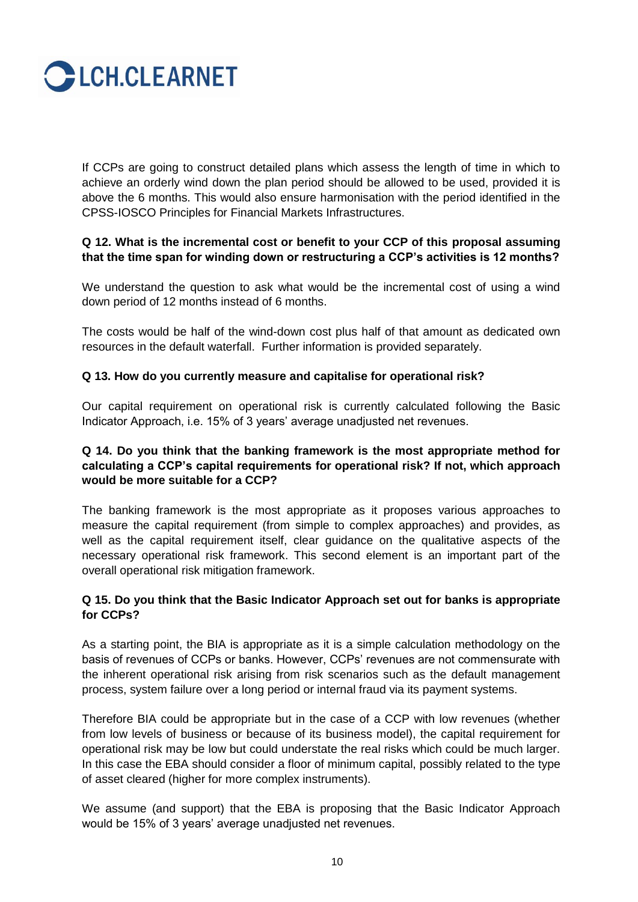If CCPs are going to construct detailed plans which assess the length of time in which to achieve an orderly wind down the plan period should be allowed to be used, provided it is above the 6 months. This would also ensure harmonisation with the period identified in the CPSS-IOSCO Principles for Financial Markets Infrastructures.

**Q 12. What is the incremental cost or benefit to your CCP of this proposal assuming that the time span for winding down or restructuring a CCP's activities is 12 months?**

We understand the question to ask what would be the incremental cost of using a wind down period of 12 months instead of 6 months.

The costs would be half of the wind-down cost plus half of that amount as dedicated own resources in the default waterfall. Further information is provided separately.

**Q 13. How do you currently measure and capitalise for operational risk?**

Our capital requirement on operational risk is currently calculated following the Basic Indicator Approach, i.e. 15% of 3 years' average unadjusted net revenues.

**Q 14. Do you think that the banking framework is the most appropriate method for calculating a CCP's capital requirements for operational risk? If not, which approach would be more suitable for a CCP?**

The banking framework is the most appropriate as it proposes various approaches to measure the capital requirement (from simple to complex approaches) and provides, as well as the capital requirement itself, clear guidance on the qualitative aspects of the necessary operational risk framework. This second element is an important part of the overall operational risk mitigation framework.

**Q 15. Do you think that the Basic Indicator Approach set out for banks is appropriate for CCPs?**

As a starting point, the BIA is appropriate as it is a simple calculation methodology on the basis of revenues of CCPs or banks. However, CCPs' revenues are not commensurate with the inherent operational risk arising from risk scenarios such as the default management process, system failure over a long period or internal fraud via its payment systems.

Therefore BIA could be appropriate but in the case of a CCP with low revenues (whether from low levels of business or because of its business model), the capital requirement for operational risk may be low but could understate the real risks which could be much larger. In this case the EBA should consider a floor of minimum capital, possibly related to the type of asset cleared (higher for more complex instruments).

We assume (and support) that the EBA is proposing that the Basic Indicator Approach would be 15% of 3 years' average unadjusted net revenues.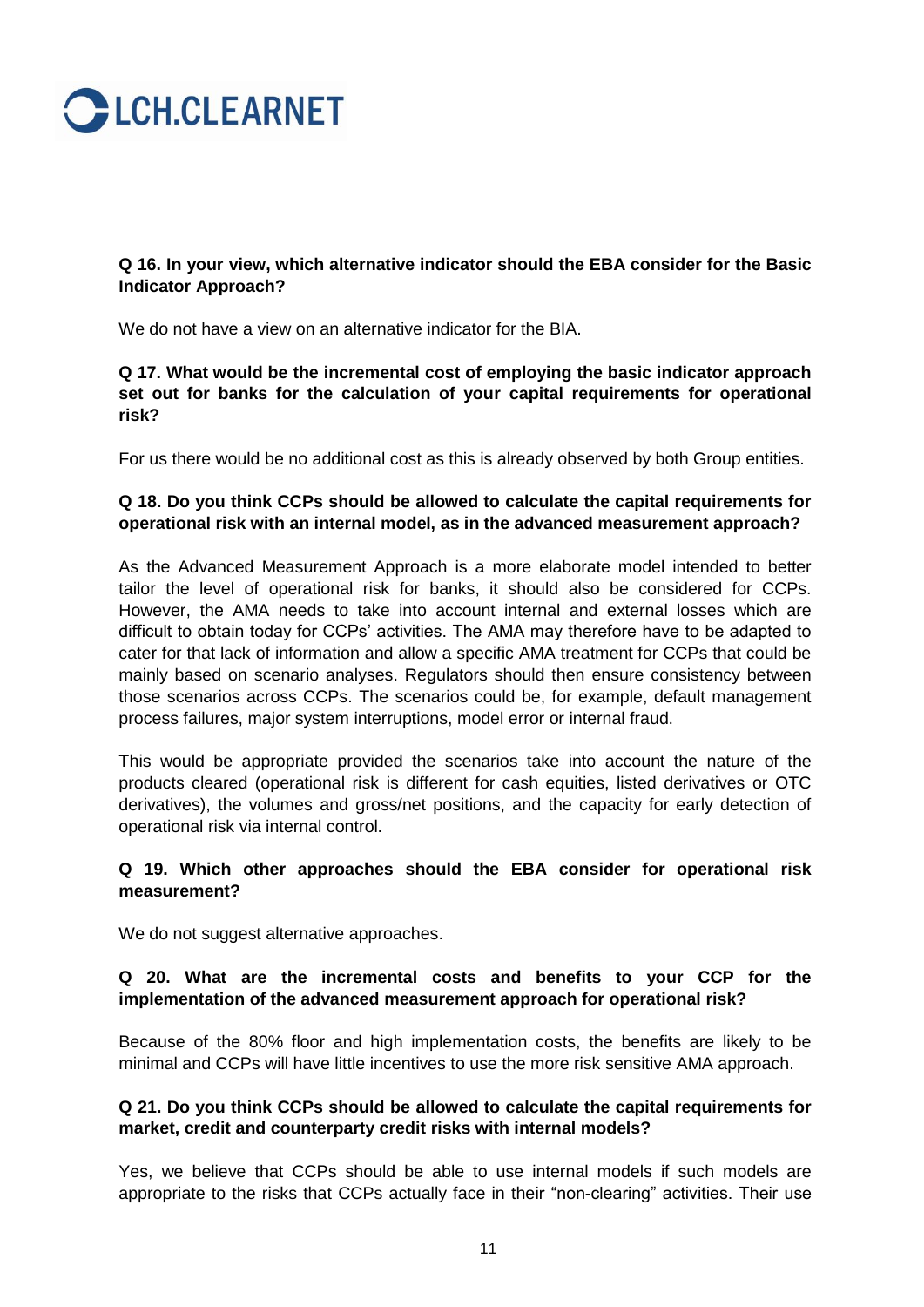**Q 16. In your view, which alternative indicator should the EBA consider for the Basic Indicator Approach?**

We do not have a view on an alternative indicator for the BIA.

**Q 17. What would be the incremental cost of employing the basic indicator approach set out for banks for the calculation of your capital requirements for operational risk?**

For us there would be no additional cost as this is already observed by both Group entities.

**Q 18. Do you think CCPs should be allowed to calculate the capital requirements for operational risk with an internal model, as in the advanced measurement approach?**

As the Advanced Measurement Approach is a more elaborate model intended to better tailor the level of operational risk for banks, it should also be considered for CCPs. However, the AMA needs to take into account internal and external losses which are difficult to obtain today for CCPs' activities. The AMA may therefore have to be adapted to cater for that lack of information and allow a specific AMA treatment for CCPs that could be mainly based on scenario analyses. Regulators should then ensure consistency between those scenarios across CCPs. The scenarios could be, for example, default management process failures, major system interruptions, model error or internal fraud.

This would be appropriate provided the scenarios take into account the nature of the products cleared (operational risk is different for cash equities, listed derivatives or OTC derivatives), the volumes and gross/net positions, and the capacity for early detection of operational risk via internal control.

**Q 19. Which other approaches should the EBA consider for operational risk measurement?**

We do not suggest alternative approaches.

**Q 20. What are the incremental costs and benefits to your CCP for the implementation of the advanced measurement approach for operational risk?**

Because of the 80% floor and high implementation costs, the benefits are likely to be minimal and CCPs will have little incentives to use the more risk sensitive AMA approach.

**Q 21. Do you think CCPs should be allowed to calculate the capital requirements for market, credit and counterparty credit risks with internal models?**

Yes, we believe that CCPs should be able to use internal models if such models are appropriate to the risks that CCPs actually face in their "non-clearing" activities. Their use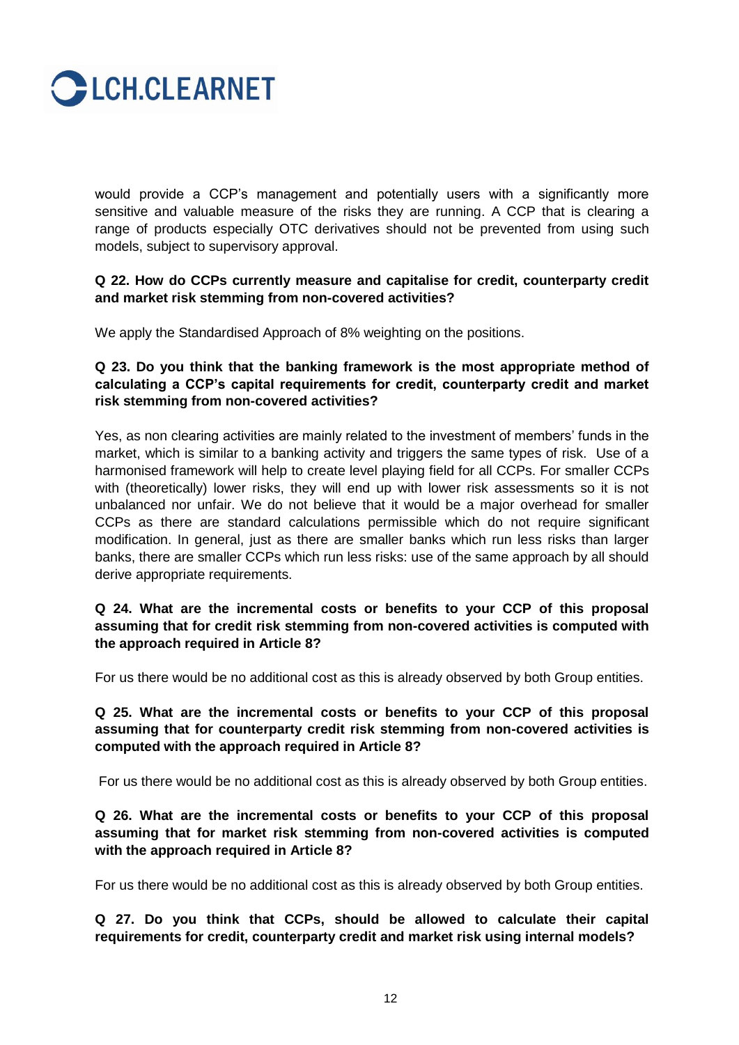would provide a CCP's management and potentially users with a significantly more sensitive and valuable measure of the risks they are running. A CCP that is clearing a range of products especially OTC derivatives should not be prevented from using such models, subject to supervisory approval.

**Q 22. How do CCPs currently measure and capitalise for credit, counterparty credit and market risk stemming from non-covered activities?**

We apply the Standardised Approach of 8% weighting on the positions.

**Q 23. Do you think that the banking framework is the most appropriate method of calculating a CCP's capital requirements for credit, counterparty credit and market risk stemming from non-covered activities?**

Yes, as non clearing activities are mainly related to the investment of members' funds in the market, which is similar to a banking activity and triggers the same types of risk. Use of a harmonised framework will help to create level playing field for all CCPs. For smaller CCPs with (theoretically) lower risks, they will end up with lower risk assessments so it is not unbalanced nor unfair. We do not believe that it would be a major overhead for smaller CCPs as there are standard calculations permissible which do not require significant modification. In general, just as there are smaller banks which run less risks than larger banks, there are smaller CCPs which run less risks: use of the same approach by all should derive appropriate requirements.

**Q 24. What are the incremental costs or benefits to your CCP of this proposal assuming that for credit risk stemming from non-covered activities is computed with the approach required in Article 8?**

For us there would be no additional cost as this is already observed by both Group entities.

**Q 25. What are the incremental costs or benefits to your CCP of this proposal assuming that for counterparty credit risk stemming from non-covered activities is computed with the approach required in Article 8?**

For us there would be no additional cost as this is already observed by both Group entities.

**Q 26. What are the incremental costs or benefits to your CCP of this proposal assuming that for market risk stemming from non-covered activities is computed with the approach required in Article 8?**

For us there would be no additional cost as this is already observed by both Group entities.

**Q 27. Do you think that CCPs, should be allowed to calculate their capital requirements for credit, counterparty credit and market risk using internal models?**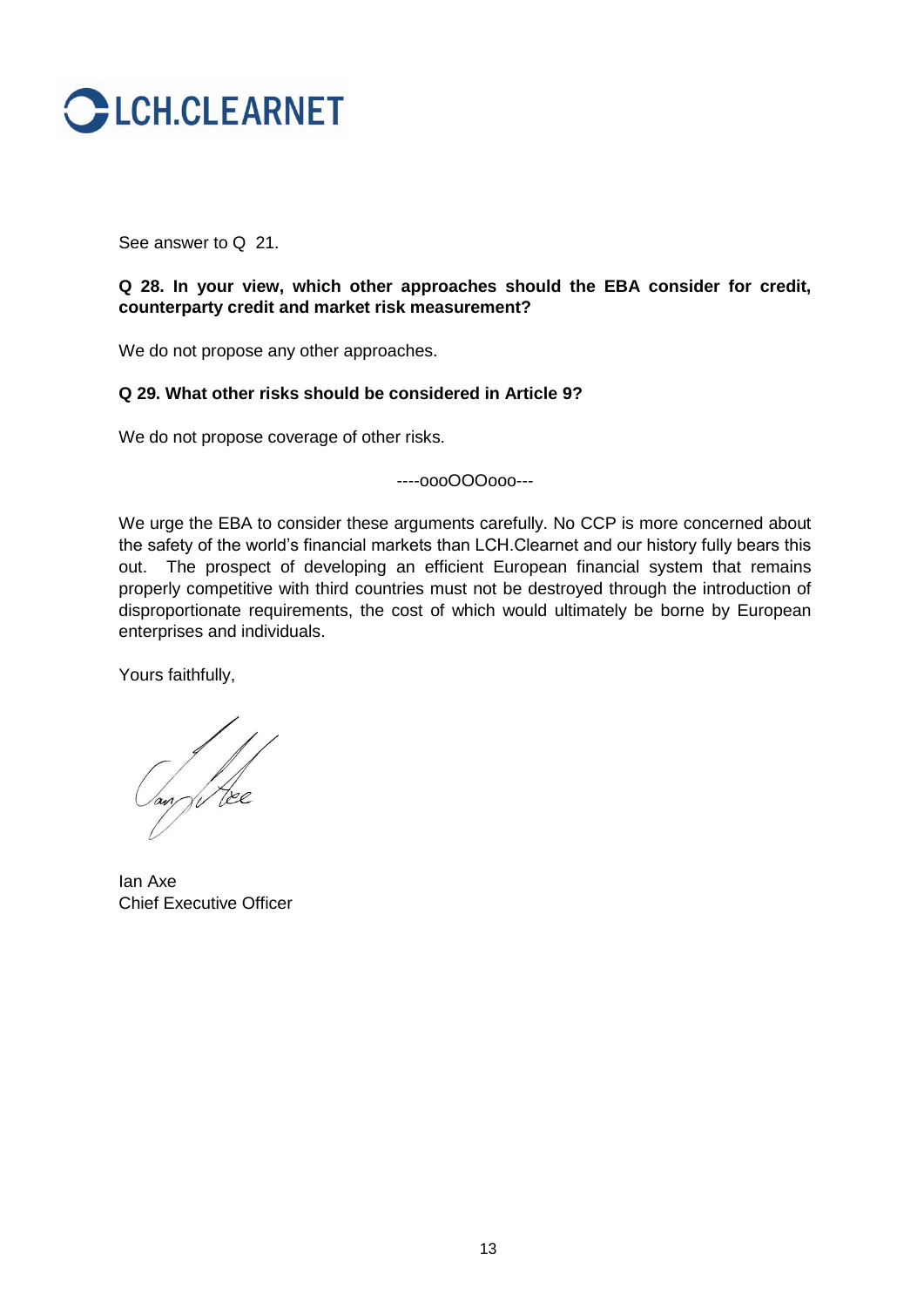See answer to Q 21.

**Q 28. In your view, which other approaches should the EBA consider for credit, counterparty credit and market risk measurement?**

We do not propose any other approaches.

**Q 29. What other risks should be considered in Article 9?**

We do not propose coverage of other risks.

----oooOOOooo---

We urge the EBA to consider these arguments carefully. No CCP is more concerned about the safety of the world's financial markets than LCH.Clearnet and our history fully bears this out. The prospect of developing an efficient European financial system that remains properly competitive with third countries must not be destroyed through the introduction of disproportionate requirements, the cost of which would ultimately be borne by European enterprises and individuals.

Yours faithfully,

Ian Axe
Chief Executive Officer